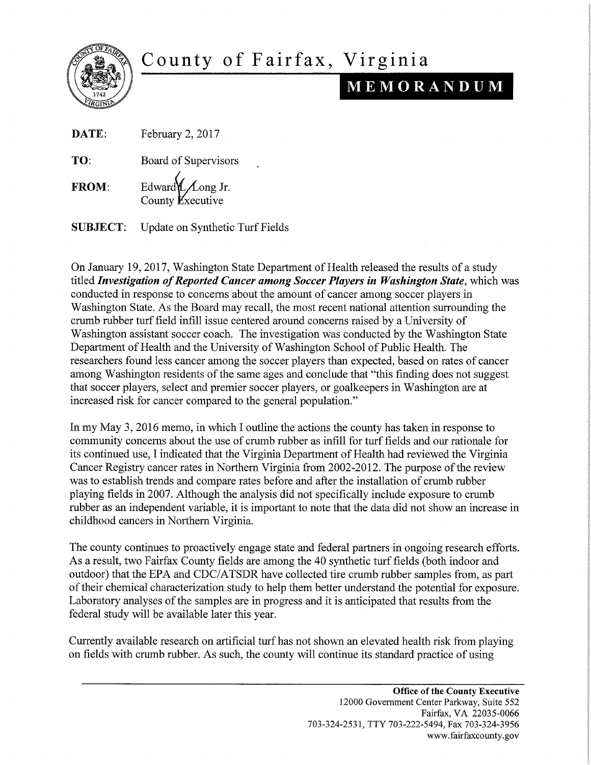# County of Fairfax, Virginia

## MEMORANDUM

**DATE:** February 2, 2017

**TO:** Board of Supervisors

**FROM:** Edward L. Long Jr.
County Executive

**SUBJECT:** Update on Synthetic Turf Fields

On January 19, 2017, Washington State Department of Health released the results of a study titled ***Investigation of Reported Cancer among Soccer Players in Washington State***, which was conducted in response to concerns about the amount of cancer among soccer players in Washington State. As the Board may recall, the most recent national attention surrounding the crumb rubber turf field infill issue centered around concerns raised by a University of Washington assistant soccer coach. The investigation was conducted by the Washington State Department of Health and the University of Washington School of Public Health. The researchers found less cancer among the soccer players than expected, based on rates of cancer among Washington residents of the same ages and conclude that "this finding does not suggest that soccer players, select and premier soccer players, or goalkeepers in Washington are at increased risk for cancer compared to the general population."

In my May 3, 2016 memo, in which I outline the actions the county has taken in response to community concerns about the use of crumb rubber as infill for turf fields and our rationale for its continued use, I indicated that the Virginia Department of Health had reviewed the Virginia Cancer Registry cancer rates in Northern Virginia from 2002-2012. The purpose of the review was to establish trends and compare rates before and after the installation of crumb rubber playing fields in 2007. Although the analysis did not specifically include exposure to crumb rubber as an independent variable, it is important to note that the data did not show an increase in childhood cancers in Northern Virginia.

The county continues to proactively engage state and federal partners in ongoing research efforts. As a result, two Fairfax County fields are among the 40 synthetic turf fields (both indoor and outdoor) that the EPA and CDC/ATSDR have collected tire crumb rubber samples from, as part of their chemical characterization study to help them better understand the potential for exposure. Laboratory analyses of the samples are in progress and it is anticipated that results from the federal study will be available later this year.

Currently available research on artificial turf has not shown an elevated health risk from playing on fields with crumb rubber. As such, the county will continue its standard practice of using

**Office of the County Executive**
12000 Government Center Parkway, Suite 552
Fairfax, VA 22035-0066
703-324-2531, TTY 703-222-5494, Fax 703-324-3956
www.fairfaxcounty.gov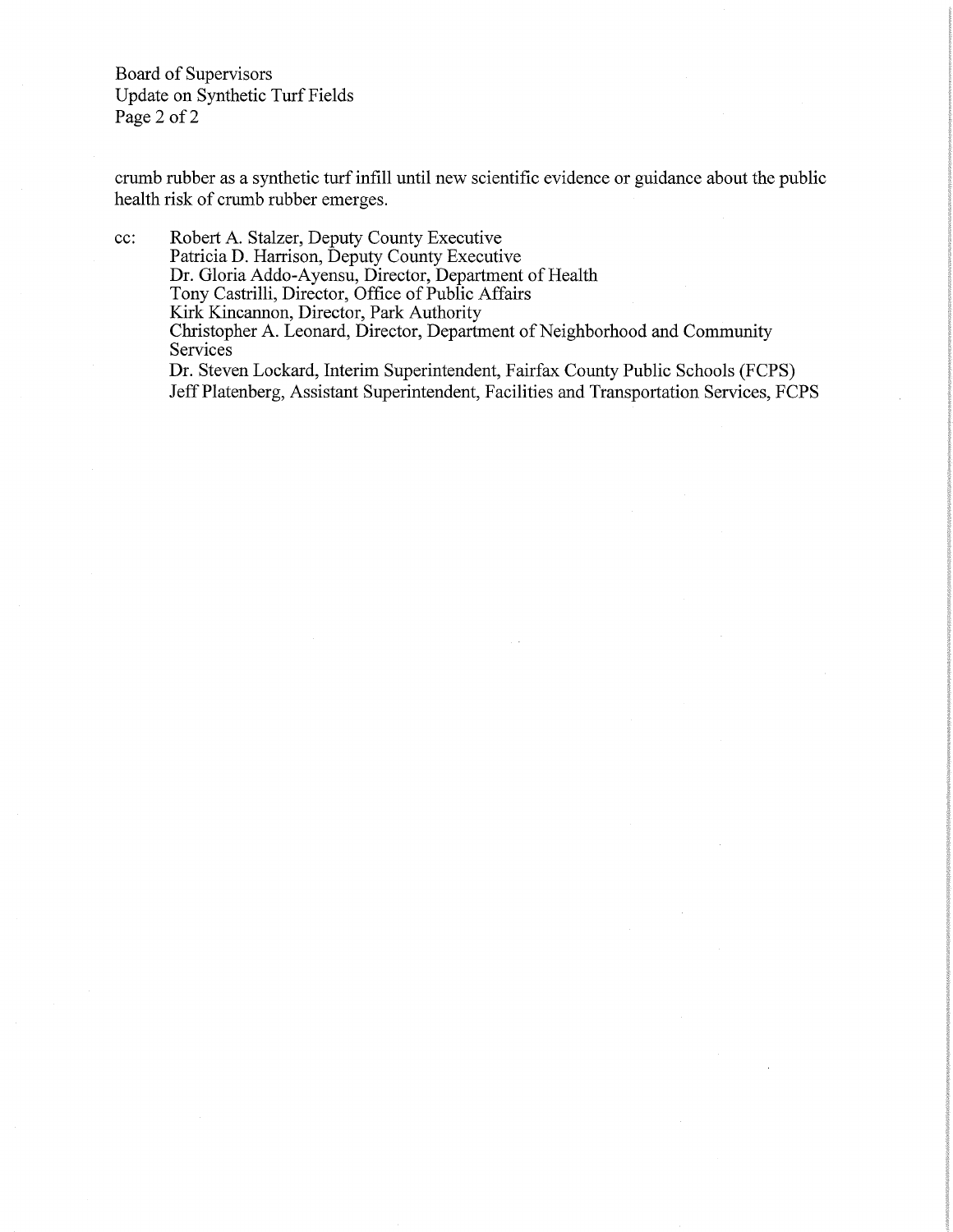crumb rubber as a synthetic turf infill until new scientific evidence or guidance about the public health risk of crumb rubber emerges.

cc: Robert A. Stalzer, Deputy County Executive
Patricia D. Harrison, Deputy County Executive
Dr. Gloria Addo-Ayensu, Director, Department of Health
Tony Castrilli, Director, Office of Public Affairs
Kirk Kincannon, Director, Park Authority
Christopher A. Leonard, Director, Department of Neighborhood and Community Services
Dr. Steven Lockard, Interim Superintendent, Fairfax County Public Schools (FCPS)
Jeff Platenberg, Assistant Superintendent, Facilities and Transportation Services, FCPS